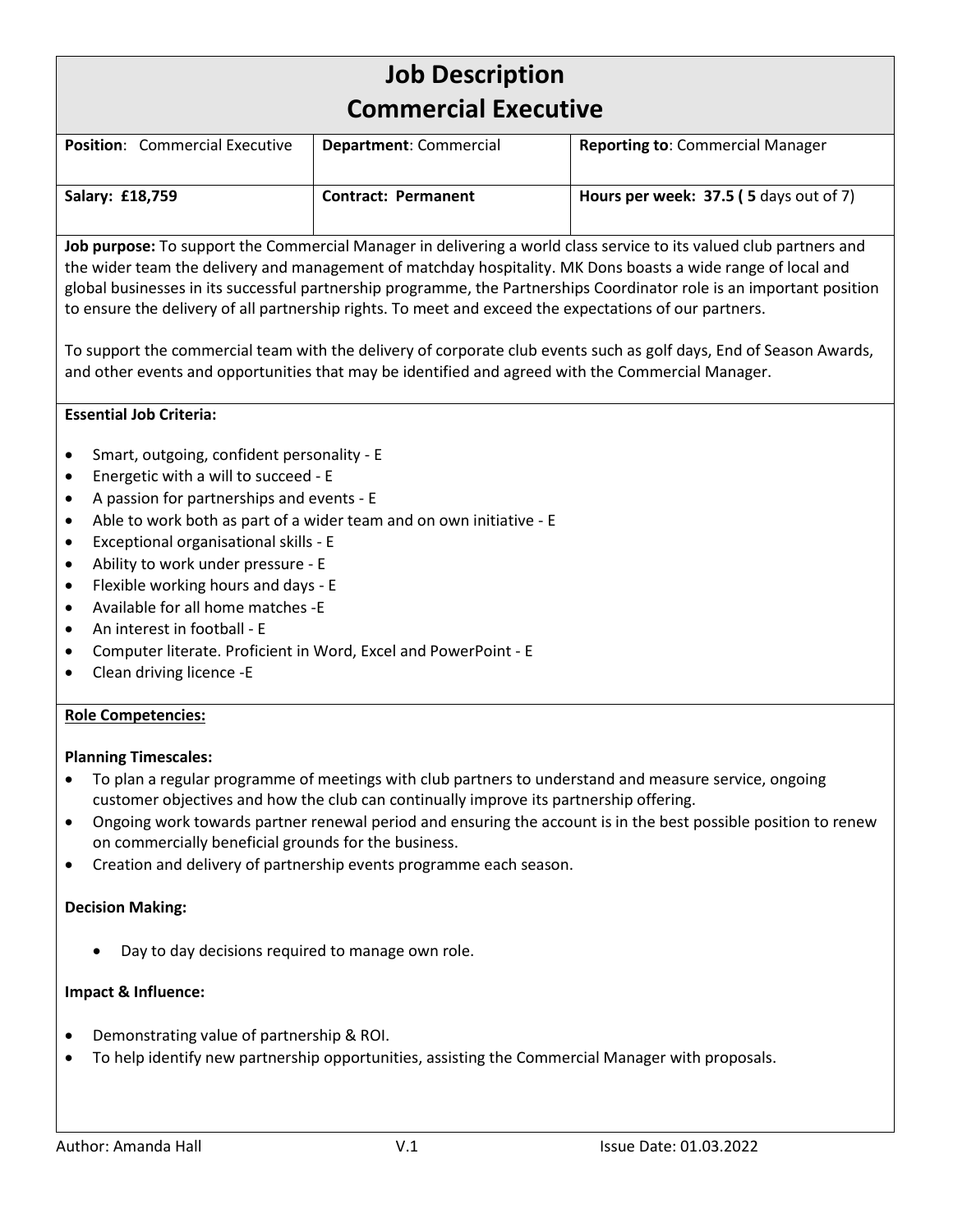# Job Description
# Commercial Executive

| **Position**: Commercial Executive | **Department**: Commercial | **Reporting to**: Commercial Manager |
|---|---|---|
| **Salary: £18,759** | **Contract: Permanent** | **Hours per week: 37.5 ( 5** days out of 7) |

**Job purpose:** To support the Commercial Manager in delivering a world class service to its valued club partners and the wider team the delivery and management of matchday hospitality. MK Dons boasts a wide range of local and global businesses in its successful partnership programme, the Partnerships Coordinator role is an important position to ensure the delivery of all partnership rights. To meet and exceed the expectations of our partners.

To support the commercial team with the delivery of corporate club events such as golf days, End of Season Awards, and other events and opportunities that may be identified and agreed with the Commercial Manager.

**Essential Job Criteria:**

- Smart, outgoing, confident personality - E
- Energetic with a will to succeed - E
- A passion for partnerships and events - E
- Able to work both as part of a wider team and on own initiative - E
- Exceptional organisational skills - E
- Ability to work under pressure - E
- Flexible working hours and days - E
- Available for all home matches -E
- An interest in football - E
- Computer literate. Proficient in Word, Excel and PowerPoint - E
- Clean driving licence -E

**Role Competencies:**

**Planning Timescales:**

- To plan a regular programme of meetings with club partners to understand and measure service, ongoing customer objectives and how the club can continually improve its partnership offering.
- Ongoing work towards partner renewal period and ensuring the account is in the best possible position to renew on commercially beneficial grounds for the business.
- Creation and delivery of partnership events programme each season.

**Decision Making:**

- Day to day decisions required to manage own role.

**Impact & Influence:**

- Demonstrating value of partnership & ROI.
- To help identify new partnership opportunities, assisting the Commercial Manager with proposals.

Author: Amanda Hall V.1 Issue Date: 01.03.2022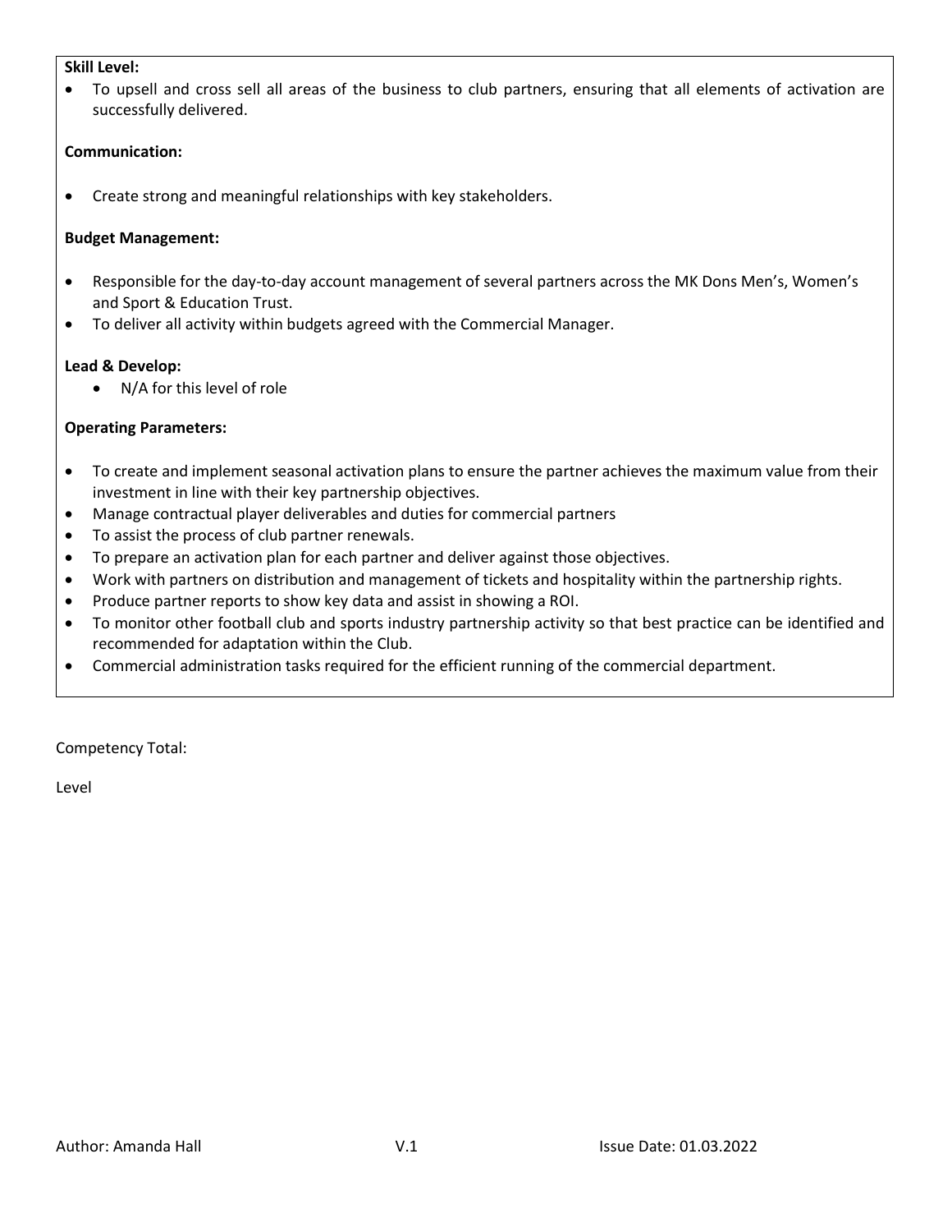**Skill Level:**

- To upsell and cross sell all areas of the business to club partners, ensuring that all elements of activation are successfully delivered.

**Communication:**

- Create strong and meaningful relationships with key stakeholders.

**Budget Management:**

- Responsible for the day-to-day account management of several partners across the MK Dons Men's, Women's and Sport & Education Trust.
- To deliver all activity within budgets agreed with the Commercial Manager.

**Lead & Develop:**

- N/A for this level of role

**Operating Parameters:**

- To create and implement seasonal activation plans to ensure the partner achieves the maximum value from their investment in line with their key partnership objectives.
- Manage contractual player deliverables and duties for commercial partners
- To assist the process of club partner renewals.
- To prepare an activation plan for each partner and deliver against those objectives.
- Work with partners on distribution and management of tickets and hospitality within the partnership rights.
- Produce partner reports to show key data and assist in showing a ROI.
- To monitor other football club and sports industry partnership activity so that best practice can be identified and recommended for adaptation within the Club.
- Commercial administration tasks required for the efficient running of the commercial department.

Competency Total:

Level

Author: Amanda Hall V.1 Issue Date: 01.03.2022